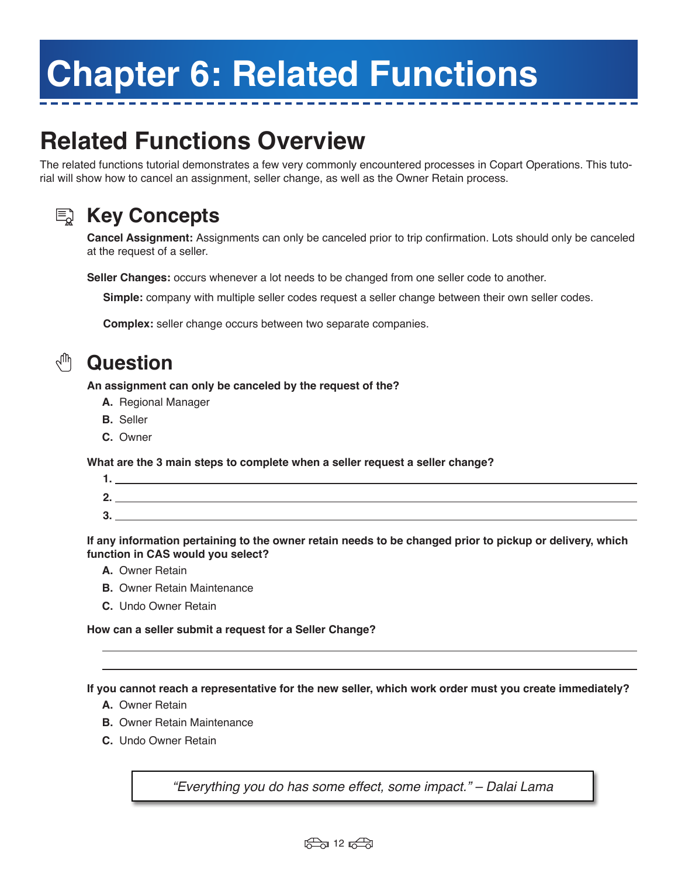# Chapter 6: Related Functions

## Related Functions Overview

The related functions tutorial demonstrates a few very commonly encountered processes in Copart Operations. This tutorial will show how to cancel an assignment, seller change, as well as the Owner Retain process.

### Key Concepts

**Cancel Assignment:** Assignments can only be canceled prior to trip confirmation. Lots should only be canceled at the request of a seller.

**Seller Changes:** occurs whenever a lot needs to be changed from one seller code to another.

**Simple:** company with multiple seller codes request a seller change between their own seller codes.

**Complex:** seller change occurs between two separate companies.

### Question

**An assignment can only be canceled by the request of the?**

**A.** Regional Manager
**B.** Seller
**C.** Owner

**What are the 3 main steps to complete when a seller request a seller change?**

**1.** ______________________________

**2.** ______________________________

**3.** ______________________________

**If any information pertaining to the owner retain needs to be changed prior to pickup or delivery, which function in CAS would you select?**

**A.** Owner Retain
**B.** Owner Retain Maintenance
**C.** Undo Owner Retain

**How can a seller submit a request for a Seller Change?**

______________________________

______________________________

**If you cannot reach a representative for the new seller, which work order must you create immediately?**

**A.** Owner Retain
**B.** Owner Retain Maintenance
**C.** Undo Owner Retain

*"Everything you do has some effect, some impact." – Dalai Lama*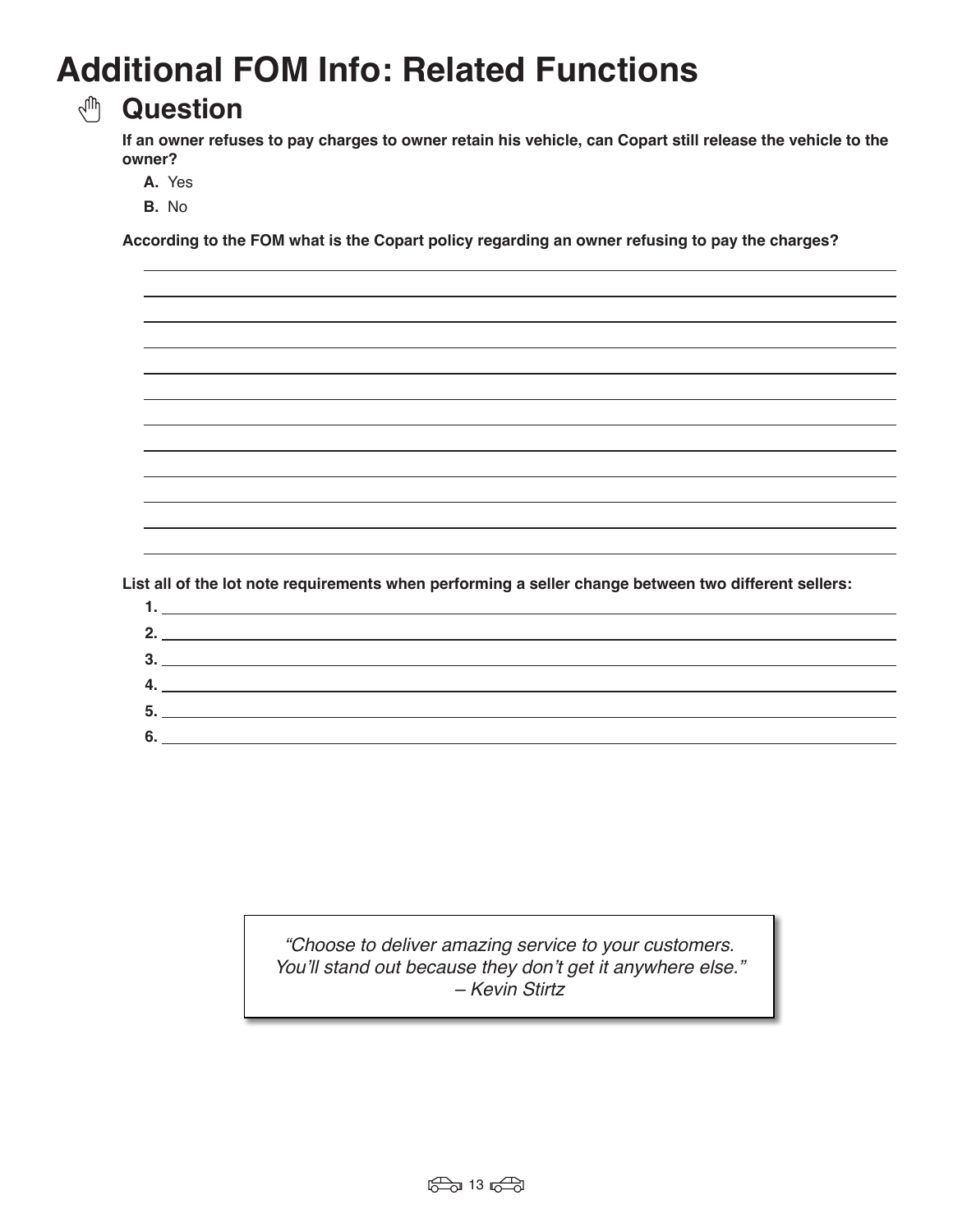# Additional FOM Info: Related Functions

## Question

**If an owner refuses to pay charges to owner retain his vehicle, can Copart still release the vehicle to the owner?**

**A.** Yes

**B.** No

**According to the FOM what is the Copart policy regarding an owner refusing to pay the charges?**

**List all of the lot note requirements when performing a seller change between two different sellers:**

1.
2.
3.
4.
5.
6.

> *"Choose to deliver amazing service to your customers. You'll stand out because they don't get it anywhere else."*
> *– Kevin Stirtz*